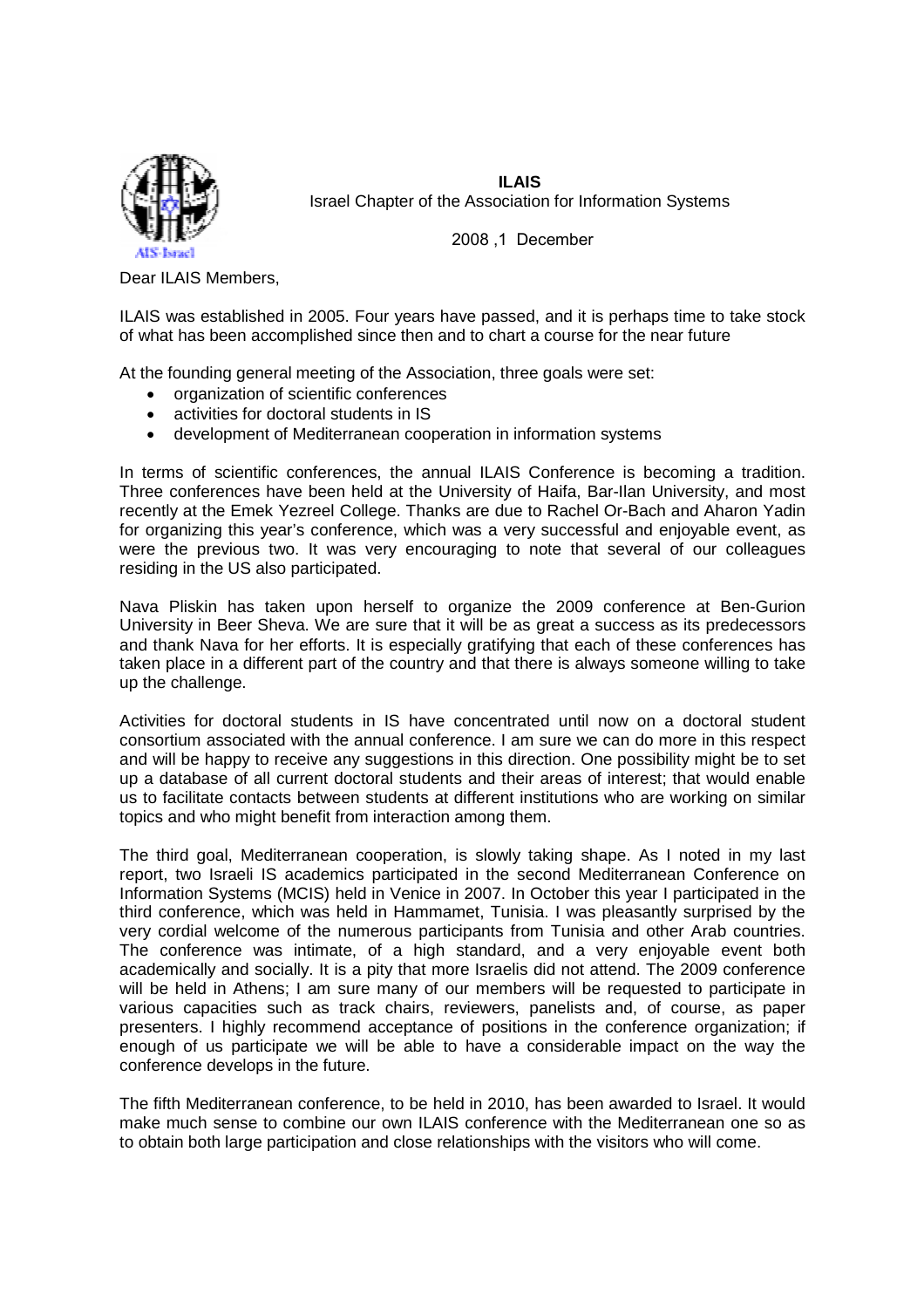**ILAIS**

Israel Chapter of the Association for Information Systems

2008 ,1 December

Dear ILAIS Members,

ILAIS was established in 2005. Four years have passed, and it is perhaps time to take stock of what has been accomplished since then and to chart a course for the near future

At the founding general meeting of the Association, three goals were set:

- organization of scientific conferences
- activities for doctoral students in IS
- development of Mediterranean cooperation in information systems

In terms of scientific conferences, the annual ILAIS Conference is becoming a tradition. Three conferences have been held at the University of Haifa, Bar-Ilan University, and most recently at the Emek Yezreel College. Thanks are due to Rachel Or-Bach and Aharon Yadin for organizing this year's conference, which was a very successful and enjoyable event, as were the previous two. It was very encouraging to note that several of our colleagues residing in the US also participated.

Nava Pliskin has taken upon herself to organize the 2009 conference at Ben-Gurion University in Beer Sheva. We are sure that it will be as great a success as its predecessors and thank Nava for her efforts. It is especially gratifying that each of these conferences has taken place in a different part of the country and that there is always someone willing to take up the challenge.

Activities for doctoral students in IS have concentrated until now on a doctoral student consortium associated with the annual conference. I am sure we can do more in this respect and will be happy to receive any suggestions in this direction. One possibility might be to set up a database of all current doctoral students and their areas of interest; that would enable us to facilitate contacts between students at different institutions who are working on similar topics and who might benefit from interaction among them.

The third goal, Mediterranean cooperation, is slowly taking shape. As I noted in my last report, two Israeli IS academics participated in the second Mediterranean Conference on Information Systems (MCIS) held in Venice in 2007. In October this year I participated in the third conference, which was held in Hammamet, Tunisia. I was pleasantly surprised by the very cordial welcome of the numerous participants from Tunisia and other Arab countries. The conference was intimate, of a high standard, and a very enjoyable event both academically and socially. It is a pity that more Israelis did not attend. The 2009 conference will be held in Athens; I am sure many of our members will be requested to participate in various capacities such as track chairs, reviewers, panelists and, of course, as paper presenters. I highly recommend acceptance of positions in the conference organization; if enough of us participate we will be able to have a considerable impact on the way the conference develops in the future.

The fifth Mediterranean conference, to be held in 2010, has been awarded to Israel. It would make much sense to combine our own ILAIS conference with the Mediterranean one so as to obtain both large participation and close relationships with the visitors who will come.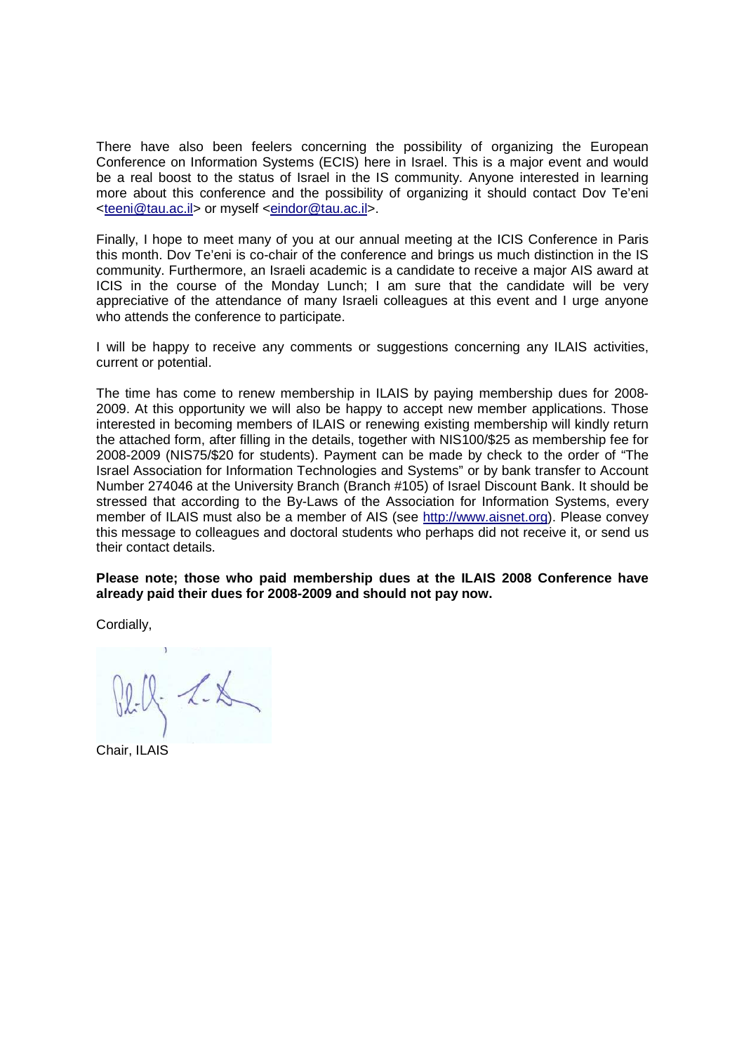There have also been feelers concerning the possibility of organizing the European Conference on Information Systems (ECIS) here in Israel. This is a major event and would be a real boost to the status of Israel in the IS community. Anyone interested in learning more about this conference and the possibility of organizing it should contact Dov Te'eni <teeni@tau.ac.il> or myself <eindor@tau.ac.il>.

Finally, I hope to meet many of you at our annual meeting at the ICIS Conference in Paris this month. Dov Te'eni is co-chair of the conference and brings us much distinction in the IS community. Furthermore, an Israeli academic is a candidate to receive a major AIS award at ICIS in the course of the Monday Lunch; I am sure that the candidate will be very appreciative of the attendance of many Israeli colleagues at this event and I urge anyone who attends the conference to participate.

I will be happy to receive any comments or suggestions concerning any ILAIS activities, current or potential.

The time has come to renew membership in ILAIS by paying membership dues for 2008-2009. At this opportunity we will also be happy to accept new member applications. Those interested in becoming members of ILAIS or renewing existing membership will kindly return the attached form, after filling in the details, together with NIS100/$25 as membership fee for 2008-2009 (NIS75/$20 for students). Payment can be made by check to the order of "The Israel Association for Information Technologies and Systems" or by bank transfer to Account Number 274046 at the University Branch (Branch #105) of Israel Discount Bank. It should be stressed that according to the By-Laws of the Association for Information Systems, every member of ILAIS must also be a member of AIS (see http://www.aisnet.org). Please convey this message to colleagues and doctoral students who perhaps did not receive it, or send us their contact details.

**Please note; those who paid membership dues at the ILAIS 2008 Conference have already paid their dues for 2008-2009 and should not pay now.**

Cordially,

Chair, ILAIS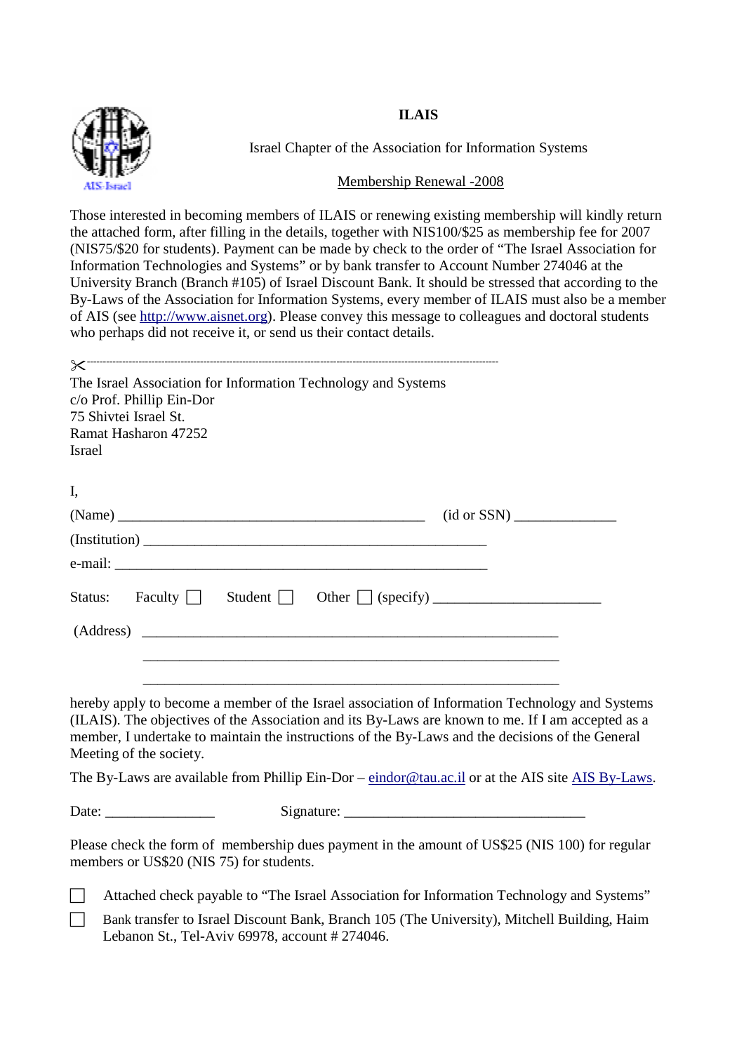**ILAIS**

Israel Chapter of the Association for Information Systems

Membership Renewal -2008

Those interested in becoming members of ILAIS or renewing existing membership will kindly return the attached form, after filling in the details, together with NIS100/$25 as membership fee for 2007 (NIS75/$20 for students). Payment can be made by check to the order of "The Israel Association for Information Technologies and Systems" or by bank transfer to Account Number 274046 at the University Branch (Branch #105) of Israel Discount Bank. It should be stressed that according to the By-Laws of the Association for Information Systems, every member of ILAIS must also be a member of AIS (see http://www.aisnet.org). Please convey this message to colleagues and doctoral students who perhaps did not receive it, or send us their contact details.

✂-------------------------------------------------------------------------------------------------------------------

The Israel Association for Information Technology and Systems
c/o Prof. Phillip Ein-Dor
75 Shivtei Israel St.
Ramat Hasharon 47252
Israel

I,

(Name) ________________________________________ (id or SSN) _____________

(Institution) ____________________________________________

e-mail: ________________________________________________

Status: Faculty ☐ Student ☐ Other ☐ (specify) ______________________

(Address) ______________________________________________________

______________________________________________________

______________________________________________________

hereby apply to become a member of the Israel association of Information Technology and Systems (ILAIS). The objectives of the Association and its By-Laws are known to me. If I am accepted as a member, I undertake to maintain the instructions of the By-Laws and the decisions of the General Meeting of the society.

The By-Laws are available from Phillip Ein-Dor – eindor@tau.ac.il or at the AIS site AIS By-Laws.

Date: ______________ Signature: ________________________________

Please check the form of membership dues payment in the amount of US$25 (NIS 100) for regular members or US$20 (NIS 75) for students.

☐ Attached check payable to "The Israel Association for Information Technology and Systems"

☐ Bank transfer to Israel Discount Bank, Branch 105 (The University), Mitchell Building, Haim Lebanon St., Tel-Aviv 69978, account # 274046.